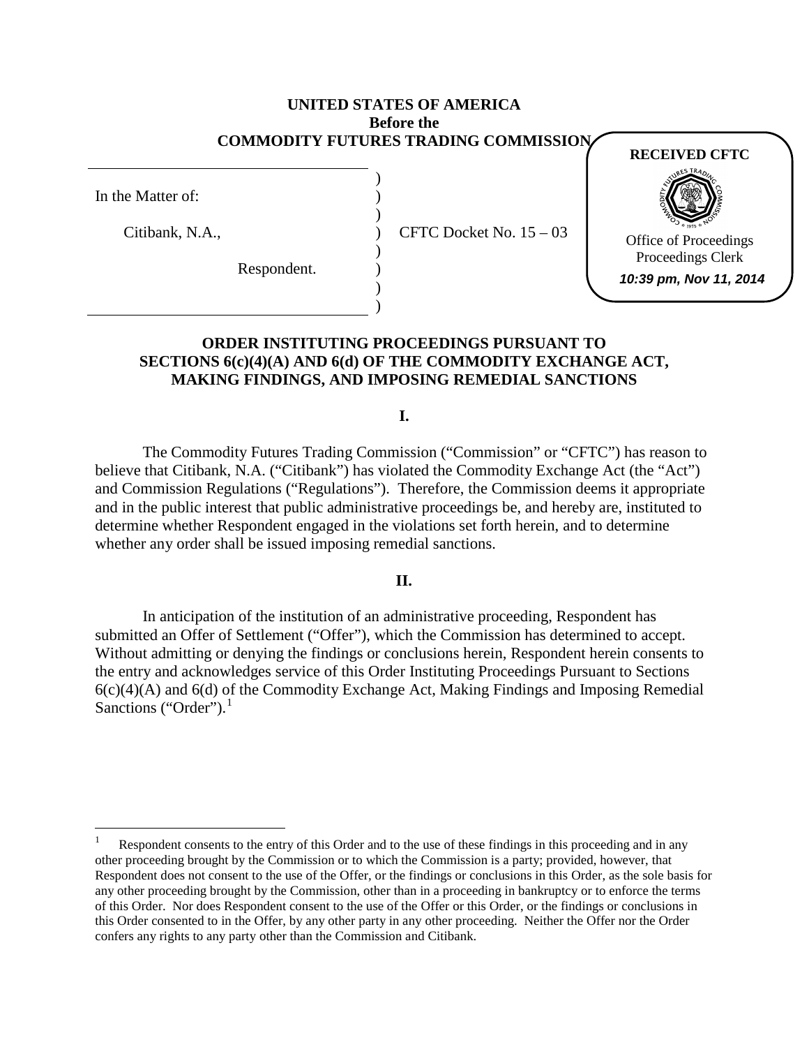**UNITED STATES OF AMERICA**
**Before the**
**COMMODITY FUTURES TRADING COMMISSION**

RECEIVED CFTC

Office of Proceedings
Proceedings Clerk
10:39 pm, Nov 11, 2014

In the Matter of:

Citibank, N.A.,

Respondent.

CFTC Docket No. 15 – 03

**ORDER INSTITUTING PROCEEDINGS PURSUANT TO SECTIONS 6(c)(4)(A) AND 6(d) OF THE COMMODITY EXCHANGE ACT, MAKING FINDINGS, AND IMPOSING REMEDIAL SANCTIONS**

**I.**

The Commodity Futures Trading Commission ("Commission" or "CFTC") has reason to believe that Citibank, N.A. ("Citibank") has violated the Commodity Exchange Act (the "Act") and Commission Regulations ("Regulations"). Therefore, the Commission deems it appropriate and in the public interest that public administrative proceedings be, and hereby are, instituted to determine whether Respondent engaged in the violations set forth herein, and to determine whether any order shall be issued imposing remedial sanctions.

**II.**

In anticipation of the institution of an administrative proceeding, Respondent has submitted an Offer of Settlement ("Offer"), which the Commission has determined to accept. Without admitting or denying the findings or conclusions herein, Respondent herein consents to the entry and acknowledges service of this Order Instituting Proceedings Pursuant to Sections 6(c)(4)(A) and 6(d) of the Commodity Exchange Act, Making Findings and Imposing Remedial Sanctions ("Order").[1]

[1] Respondent consents to the entry of this Order and to the use of these findings in this proceeding and in any other proceeding brought by the Commission or to which the Commission is a party; provided, however, that Respondent does not consent to the use of the Offer, or the findings or conclusions in this Order, as the sole basis for any other proceeding brought by the Commission, other than in a proceeding in bankruptcy or to enforce the terms of this Order. Nor does Respondent consent to the use of the Offer or this Order, or the findings or conclusions in this Order consented to in the Offer, by any other party in any other proceeding. Neither the Offer nor the Order confers any rights to any party other than the Commission and Citibank.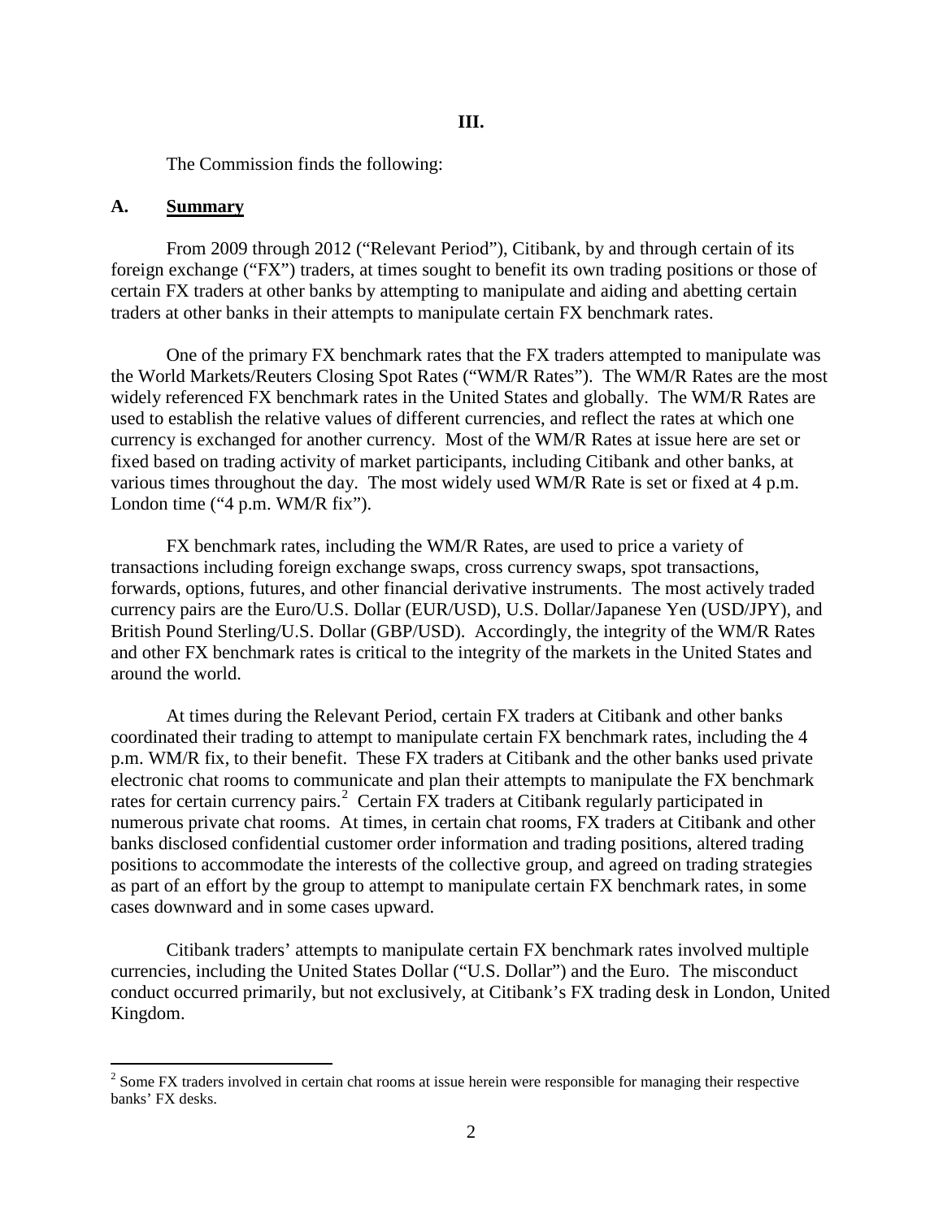## III.

The Commission finds the following:

### A. **Summary**

From 2009 through 2012 ("Relevant Period"), Citibank, by and through certain of its foreign exchange ("FX") traders, at times sought to benefit its own trading positions or those of certain FX traders at other banks by attempting to manipulate and aiding and abetting certain traders at other banks in their attempts to manipulate certain FX benchmark rates.

One of the primary FX benchmark rates that the FX traders attempted to manipulate was the World Markets/Reuters Closing Spot Rates ("WM/R Rates"). The WM/R Rates are the most widely referenced FX benchmark rates in the United States and globally. The WM/R Rates are used to establish the relative values of different currencies, and reflect the rates at which one currency is exchanged for another currency. Most of the WM/R Rates at issue here are set or fixed based on trading activity of market participants, including Citibank and other banks, at various times throughout the day. The most widely used WM/R Rate is set or fixed at 4 p.m. London time ("4 p.m. WM/R fix").

FX benchmark rates, including the WM/R Rates, are used to price a variety of transactions including foreign exchange swaps, cross currency swaps, spot transactions, forwards, options, futures, and other financial derivative instruments. The most actively traded currency pairs are the Euro/U.S. Dollar (EUR/USD), U.S. Dollar/Japanese Yen (USD/JPY), and British Pound Sterling/U.S. Dollar (GBP/USD). Accordingly, the integrity of the WM/R Rates and other FX benchmark rates is critical to the integrity of the markets in the United States and around the world.

At times during the Relevant Period, certain FX traders at Citibank and other banks coordinated their trading to attempt to manipulate certain FX benchmark rates, including the 4 p.m. WM/R fix, to their benefit. These FX traders at Citibank and the other banks used private electronic chat rooms to communicate and plan their attempts to manipulate the FX benchmark rates for certain currency pairs.[2] Certain FX traders at Citibank regularly participated in numerous private chat rooms. At times, in certain chat rooms, FX traders at Citibank and other banks disclosed confidential customer order information and trading positions, altered trading positions to accommodate the interests of the collective group, and agreed on trading strategies as part of an effort by the group to attempt to manipulate certain FX benchmark rates, in some cases downward and in some cases upward.

Citibank traders' attempts to manipulate certain FX benchmark rates involved multiple currencies, including the United States Dollar ("U.S. Dollar") and the Euro. The misconduct conduct occurred primarily, but not exclusively, at Citibank's FX trading desk in London, United Kingdom.

[2] Some FX traders involved in certain chat rooms at issue herein were responsible for managing their respective banks' FX desks.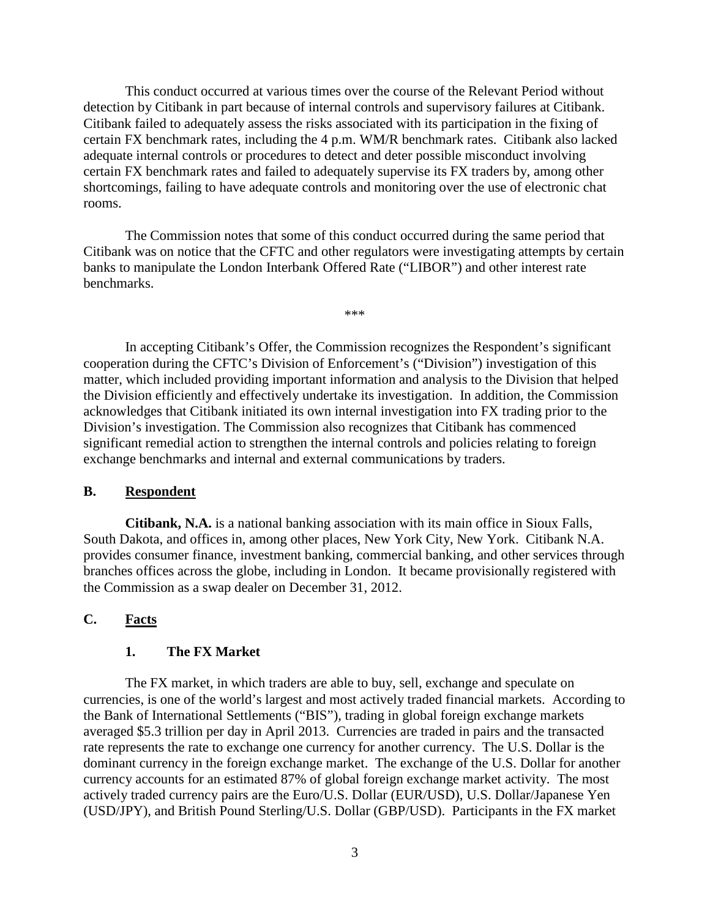This conduct occurred at various times over the course of the Relevant Period without detection by Citibank in part because of internal controls and supervisory failures at Citibank. Citibank failed to adequately assess the risks associated with its participation in the fixing of certain FX benchmark rates, including the 4 p.m. WM/R benchmark rates. Citibank also lacked adequate internal controls or procedures to detect and deter possible misconduct involving certain FX benchmark rates and failed to adequately supervise its FX traders by, among other shortcomings, failing to have adequate controls and monitoring over the use of electronic chat rooms.

The Commission notes that some of this conduct occurred during the same period that Citibank was on notice that the CFTC and other regulators were investigating attempts by certain banks to manipulate the London Interbank Offered Rate ("LIBOR") and other interest rate benchmarks.

\*\*\*

In accepting Citibank's Offer, the Commission recognizes the Respondent's significant cooperation during the CFTC's Division of Enforcement's ("Division") investigation of this matter, which included providing important information and analysis to the Division that helped the Division efficiently and effectively undertake its investigation. In addition, the Commission acknowledges that Citibank initiated its own internal investigation into FX trading prior to the Division's investigation. The Commission also recognizes that Citibank has commenced significant remedial action to strengthen the internal controls and policies relating to foreign exchange benchmarks and internal and external communications by traders.

## B. Respondent

**Citibank, N.A.** is a national banking association with its main office in Sioux Falls, South Dakota, and offices in, among other places, New York City, New York. Citibank N.A. provides consumer finance, investment banking, commercial banking, and other services through branches offices across the globe, including in London. It became provisionally registered with the Commission as a swap dealer on December 31, 2012.

## C. Facts

### 1. The FX Market

The FX market, in which traders are able to buy, sell, exchange and speculate on currencies, is one of the world's largest and most actively traded financial markets. According to the Bank of International Settlements ("BIS"), trading in global foreign exchange markets averaged $5.3 trillion per day in April 2013. Currencies are traded in pairs and the transacted rate represents the rate to exchange one currency for another currency. The U.S. Dollar is the dominant currency in the foreign exchange market. The exchange of the U.S. Dollar for another currency accounts for an estimated 87% of global foreign exchange market activity. The most actively traded currency pairs are the Euro/U.S. Dollar (EUR/USD), U.S. Dollar/Japanese Yen (USD/JPY), and British Pound Sterling/U.S. Dollar (GBP/USD). Participants in the FX market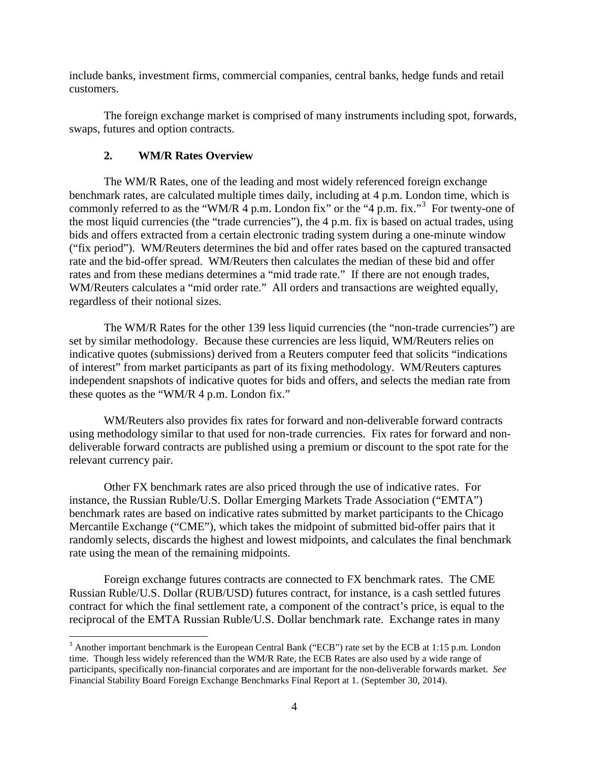include banks, investment firms, commercial companies, central banks, hedge funds and retail customers.

The foreign exchange market is comprised of many instruments including spot, forwards, swaps, futures and option contracts.

### 2. WM/R Rates Overview

The WM/R Rates, one of the leading and most widely referenced foreign exchange benchmark rates, are calculated multiple times daily, including at 4 p.m. London time, which is commonly referred to as the "WM/R 4 p.m. London fix" or the "4 p.m. fix."[3] For twenty-one of the most liquid currencies (the "trade currencies"), the 4 p.m. fix is based on actual trades, using bids and offers extracted from a certain electronic trading system during a one-minute window ("fix period"). WM/Reuters determines the bid and offer rates based on the captured transacted rate and the bid-offer spread. WM/Reuters then calculates the median of these bid and offer rates and from these medians determines a "mid trade rate." If there are not enough trades, WM/Reuters calculates a "mid order rate." All orders and transactions are weighted equally, regardless of their notional sizes.

The WM/R Rates for the other 139 less liquid currencies (the "non-trade currencies") are set by similar methodology. Because these currencies are less liquid, WM/Reuters relies on indicative quotes (submissions) derived from a Reuters computer feed that solicits "indications of interest" from market participants as part of its fixing methodology. WM/Reuters captures independent snapshots of indicative quotes for bids and offers, and selects the median rate from these quotes as the "WM/R 4 p.m. London fix."

WM/Reuters also provides fix rates for forward and non-deliverable forward contracts using methodology similar to that used for non-trade currencies. Fix rates for forward and non-deliverable forward contracts are published using a premium or discount to the spot rate for the relevant currency pair.

Other FX benchmark rates are also priced through the use of indicative rates. For instance, the Russian Ruble/U.S. Dollar Emerging Markets Trade Association ("EMTA") benchmark rates are based on indicative rates submitted by market participants to the Chicago Mercantile Exchange ("CME"), which takes the midpoint of submitted bid-offer pairs that it randomly selects, discards the highest and lowest midpoints, and calculates the final benchmark rate using the mean of the remaining midpoints.

Foreign exchange futures contracts are connected to FX benchmark rates. The CME Russian Ruble/U.S. Dollar (RUB/USD) futures contract, for instance, is a cash settled futures contract for which the final settlement rate, a component of the contract's price, is equal to the reciprocal of the EMTA Russian Ruble/U.S. Dollar benchmark rate. Exchange rates in many

---

[3] Another important benchmark is the European Central Bank ("ECB") rate set by the ECB at 1:15 p.m. London time. Though less widely referenced than the WM/R Rate, the ECB Rates are also used by a wide range of participants, specifically non-financial corporates and are important for the non-deliverable forwards market. *See* Financial Stability Board Foreign Exchange Benchmarks Final Report at 1. (September 30, 2014).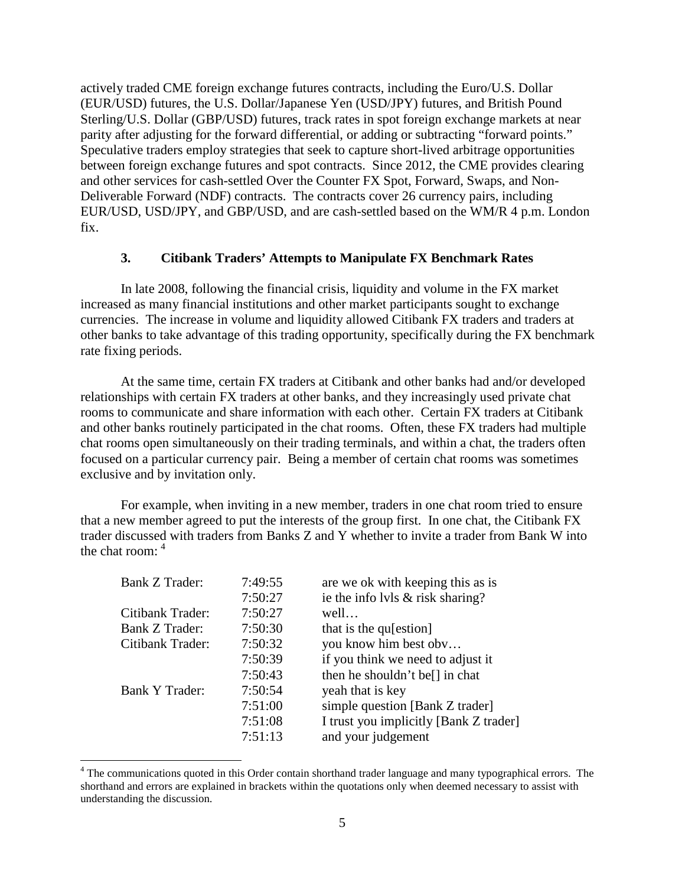actively traded CME foreign exchange futures contracts, including the Euro/U.S. Dollar (EUR/USD) futures, the U.S. Dollar/Japanese Yen (USD/JPY) futures, and British Pound Sterling/U.S. Dollar (GBP/USD) futures, track rates in spot foreign exchange markets at near parity after adjusting for the forward differential, or adding or subtracting "forward points." Speculative traders employ strategies that seek to capture short-lived arbitrage opportunities between foreign exchange futures and spot contracts. Since 2012, the CME provides clearing and other services for cash-settled Over the Counter FX Spot, Forward, Swaps, and Non-Deliverable Forward (NDF) contracts. The contracts cover 26 currency pairs, including EUR/USD, USD/JPY, and GBP/USD, and are cash-settled based on the WM/R 4 p.m. London fix.

### 3. Citibank Traders' Attempts to Manipulate FX Benchmark Rates

In late 2008, following the financial crisis, liquidity and volume in the FX market increased as many financial institutions and other market participants sought to exchange currencies. The increase in volume and liquidity allowed Citibank FX traders and traders at other banks to take advantage of this trading opportunity, specifically during the FX benchmark rate fixing periods.

At the same time, certain FX traders at Citibank and other banks had and/or developed relationships with certain FX traders at other banks, and they increasingly used private chat rooms to communicate and share information with each other. Certain FX traders at Citibank and other banks routinely participated in the chat rooms. Often, these FX traders had multiple chat rooms open simultaneously on their trading terminals, and within a chat, the traders often focused on a particular currency pair. Being a member of certain chat rooms was sometimes exclusive and by invitation only.

For example, when inviting in a new member, traders in one chat room tried to ensure that a new member agreed to put the interests of the group first. In one chat, the Citibank FX trader discussed with traders from Banks Z and Y whether to invite a trader from Bank W into the chat room: [4]

| | | |
|---|---|---|
| Bank Z Trader: | 7:49:55 | are we ok with keeping this as is |
| | 7:50:27 | ie the info lvls & risk sharing? |
| Citibank Trader: | 7:50:27 | well… |
| Bank Z Trader: | 7:50:30 | that is the qu[estion] |
| Citibank Trader: | 7:50:32 | you know him best obv… |
| | 7:50:39 | if you think we need to adjust it |
| | 7:50:43 | then he shouldn't be[] in chat |
| Bank Y Trader: | 7:50:54 | yeah that is key |
| | 7:51:00 | simple question [Bank Z trader] |
| | 7:51:08 | I trust you implicitly [Bank Z trader] |
| | 7:51:13 | and your judgement |

[4] The communications quoted in this Order contain shorthand trader language and many typographical errors. The shorthand and errors are explained in brackets within the quotations only when deemed necessary to assist with understanding the discussion.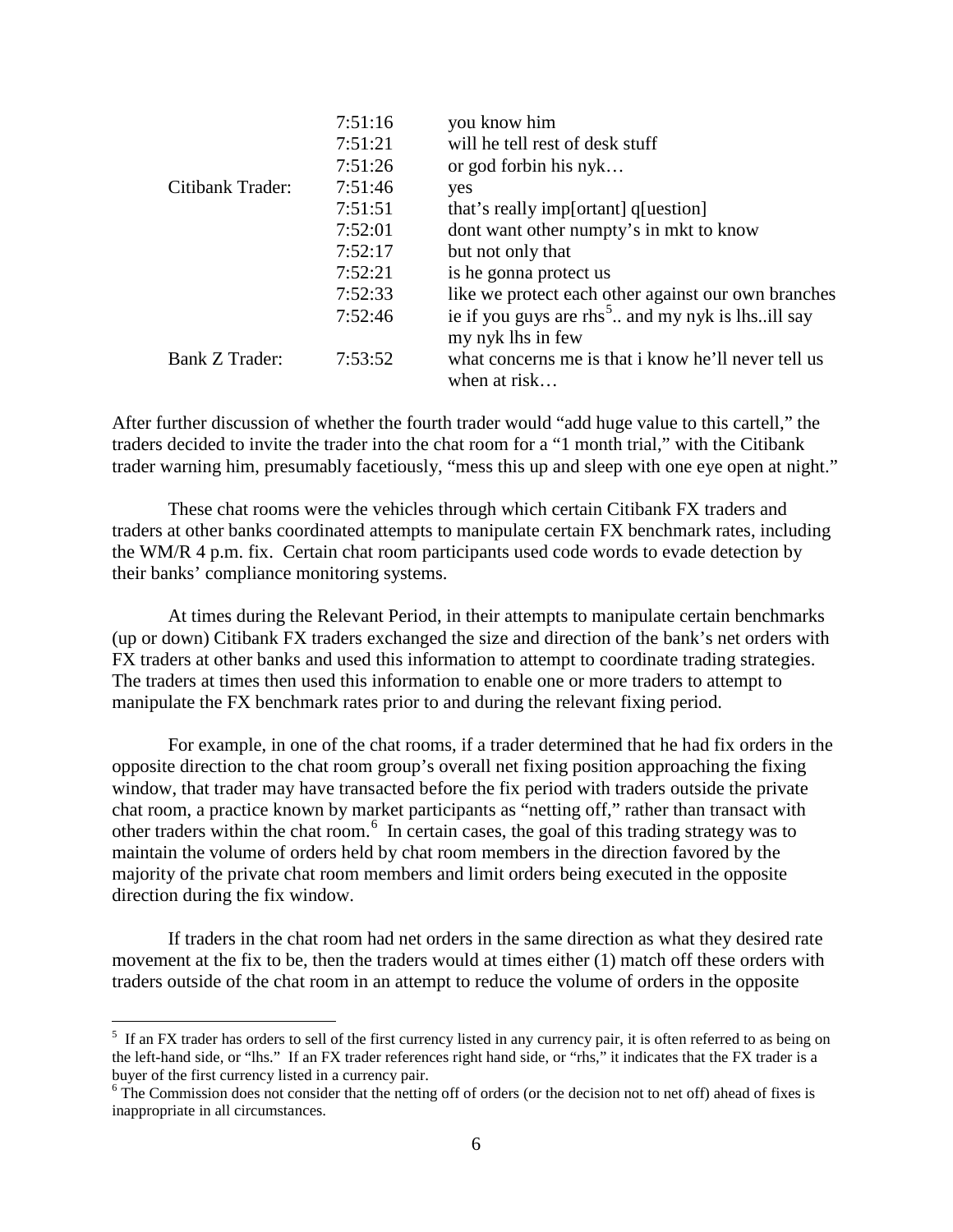| | | |
|---|---|---|
| | 7:51:16 | you know him |
| | 7:51:21 | will he tell rest of desk stuff |
| | 7:51:26 | or god forbin his nyk… |
| Citibank Trader: | 7:51:46 | yes |
| | 7:51:51 | that's really imp[ortant] q[uestion] |
| | 7:52:01 | dont want other numpty's in mkt to know |
| | 7:52:17 | but not only that |
| | 7:52:21 | is he gonna protect us |
| | 7:52:33 | like we protect each other against our own branches |
| | 7:52:46 | ie if you guys are rhs[5].. and my nyk is lhs..ill say my nyk lhs in few |
| Bank Z Trader: | 7:53:52 | what concerns me is that i know he'll never tell us when at risk… |

After further discussion of whether the fourth trader would "add huge value to this cartell," the traders decided to invite the trader into the chat room for a "1 month trial," with the Citibank trader warning him, presumably facetiously, "mess this up and sleep with one eye open at night."

These chat rooms were the vehicles through which certain Citibank FX traders and traders at other banks coordinated attempts to manipulate certain FX benchmark rates, including the WM/R 4 p.m. fix. Certain chat room participants used code words to evade detection by their banks' compliance monitoring systems.

At times during the Relevant Period, in their attempts to manipulate certain benchmarks (up or down) Citibank FX traders exchanged the size and direction of the bank's net orders with FX traders at other banks and used this information to attempt to coordinate trading strategies. The traders at times then used this information to enable one or more traders to attempt to manipulate the FX benchmark rates prior to and during the relevant fixing period.

For example, in one of the chat rooms, if a trader determined that he had fix orders in the opposite direction to the chat room group's overall net fixing position approaching the fixing window, that trader may have transacted before the fix period with traders outside the private chat room, a practice known by market participants as "netting off," rather than transact with other traders within the chat room.[6] In certain cases, the goal of this trading strategy was to maintain the volume of orders held by chat room members in the direction favored by the majority of the private chat room members and limit orders being executed in the opposite direction during the fix window.

If traders in the chat room had net orders in the same direction as what they desired rate movement at the fix to be, then the traders would at times either (1) match off these orders with traders outside of the chat room in an attempt to reduce the volume of orders in the opposite

---

[5] If an FX trader has orders to sell of the first currency listed in any currency pair, it is often referred to as being on the left-hand side, or "lhs." If an FX trader references right hand side, or "rhs," it indicates that the FX trader is a buyer of the first currency listed in a currency pair.

[6] The Commission does not consider that the netting off of orders (or the decision not to net off) ahead of fixes is inappropriate in all circumstances.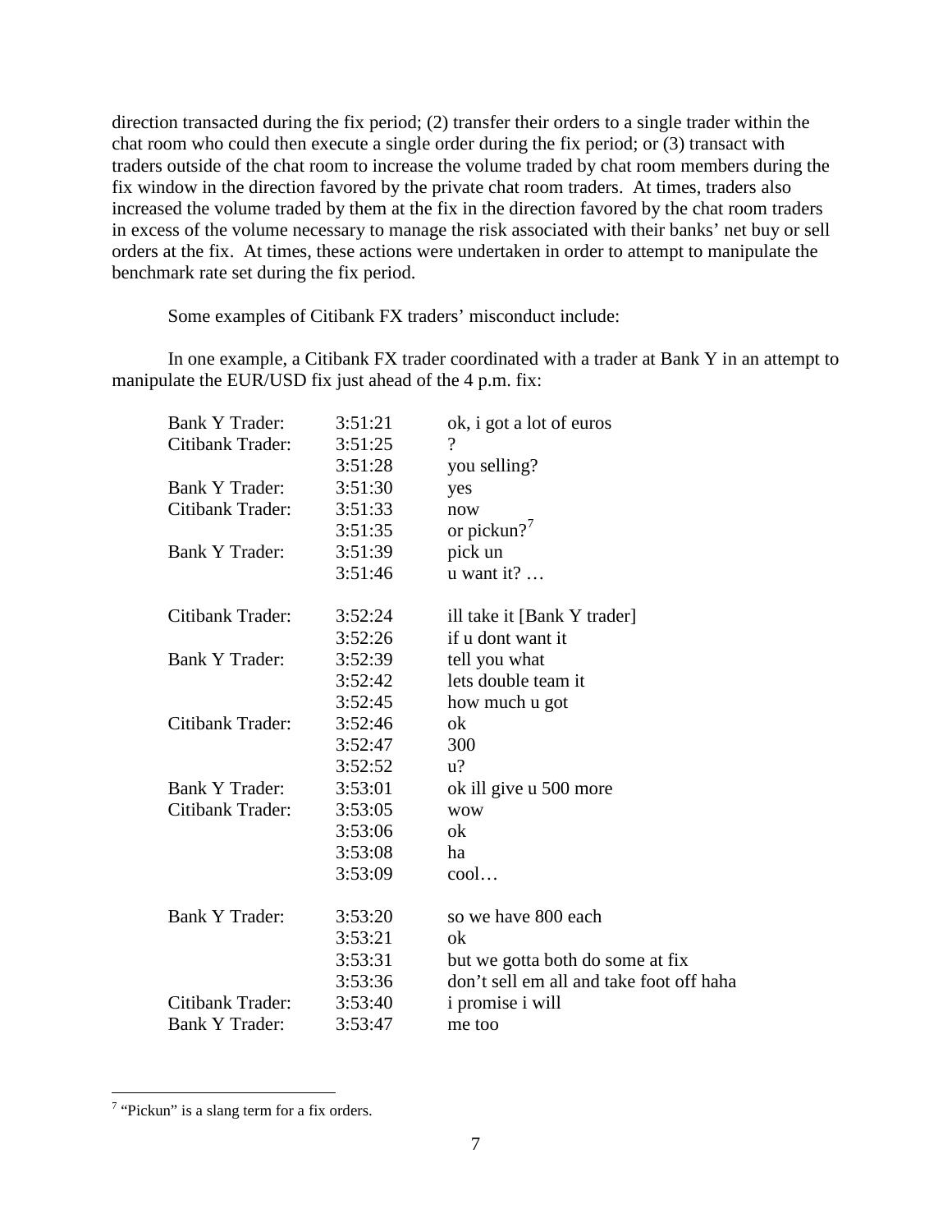direction transacted during the fix period; (2) transfer their orders to a single trader within the chat room who could then execute a single order during the fix period; or (3) transact with traders outside of the chat room to increase the volume traded by chat room members during the fix window in the direction favored by the private chat room traders. At times, traders also increased the volume traded by them at the fix in the direction favored by the chat room traders in excess of the volume necessary to manage the risk associated with their banks' net buy or sell orders at the fix. At times, these actions were undertaken in order to attempt to manipulate the benchmark rate set during the fix period.

Some examples of Citibank FX traders' misconduct include:

In one example, a Citibank FX trader coordinated with a trader at Bank Y in an attempt to manipulate the EUR/USD fix just ahead of the 4 p.m. fix:

| | | |
|---|---|---|
| Bank Y Trader: | 3:51:21 | ok, i got a lot of euros |
| Citibank Trader: | 3:51:25 | ? |
| | 3:51:28 | you selling? |
| Bank Y Trader: | 3:51:30 | yes |
| Citibank Trader: | 3:51:33 | now |
| | 3:51:35 | or pickun?[7] |
| Bank Y Trader: | 3:51:39 | pick un |
| | 3:51:46 | u want it? … |
| Citibank Trader: | 3:52:24 | ill take it [Bank Y trader] |
| | 3:52:26 | if u dont want it |
| Bank Y Trader: | 3:52:39 | tell you what |
| | 3:52:42 | lets double team it |
| | 3:52:45 | how much u got |
| Citibank Trader: | 3:52:46 | ok |
| | 3:52:47 | 300 |
| | 3:52:52 | u? |
| Bank Y Trader: | 3:53:01 | ok ill give u 500 more |
| Citibank Trader: | 3:53:05 | wow |
| | 3:53:06 | ok |
| | 3:53:08 | ha |
| | 3:53:09 | cool… |
| Bank Y Trader: | 3:53:20 | so we have 800 each |
| | 3:53:21 | ok |
| | 3:53:31 | but we gotta both do some at fix |
| | 3:53:36 | don't sell em all and take foot off haha |
| Citibank Trader: | 3:53:40 | i promise i will |
| Bank Y Trader: | 3:53:47 | me too |

[7] "Pickun" is a slang term for a fix orders.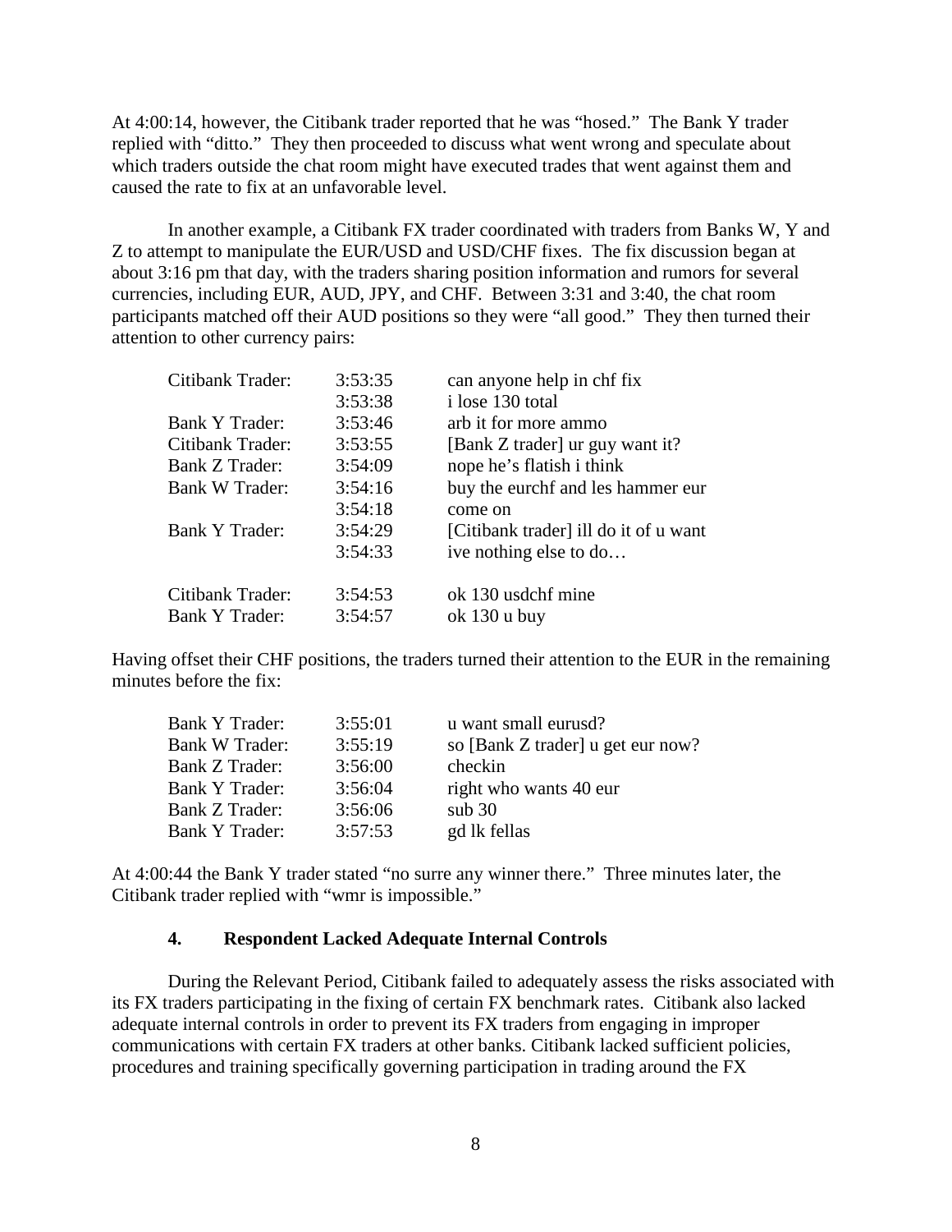At 4:00:14, however, the Citibank trader reported that he was "hosed." The Bank Y trader replied with "ditto." They then proceeded to discuss what went wrong and speculate about which traders outside the chat room might have executed trades that went against them and caused the rate to fix at an unfavorable level.

In another example, a Citibank FX trader coordinated with traders from Banks W, Y and Z to attempt to manipulate the EUR/USD and USD/CHF fixes. The fix discussion began at about 3:16 pm that day, with the traders sharing position information and rumors for several currencies, including EUR, AUD, JPY, and CHF. Between 3:31 and 3:40, the chat room participants matched off their AUD positions so they were "all good." They then turned their attention to other currency pairs:

| | | |
|---|---|---|
| Citibank Trader: | 3:53:35 | can anyone help in chf fix |
| | 3:53:38 | i lose 130 total |
| Bank Y Trader: | 3:53:46 | arb it for more ammo |
| Citibank Trader: | 3:53:55 | [Bank Z trader] ur guy want it? |
| Bank Z Trader: | 3:54:09 | nope he's flatish i think |
| Bank W Trader: | 3:54:16 | buy the eurchf and les hammer eur |
| | 3:54:18 | come on |
| Bank Y Trader: | 3:54:29 | [Citibank trader] ill do it of u want |
| | 3:54:33 | ive nothing else to do… |
| Citibank Trader: | 3:54:53 | ok 130 usdchf mine |
| Bank Y Trader: | 3:54:57 | ok 130 u buy |

Having offset their CHF positions, the traders turned their attention to the EUR in the remaining minutes before the fix:

| | | |
|---|---|---|
| Bank Y Trader: | 3:55:01 | u want small eurusd? |
| Bank W Trader: | 3:55:19 | so [Bank Z trader] u get eur now? |
| Bank Z Trader: | 3:56:00 | checkin |
| Bank Y Trader: | 3:56:04 | right who wants 40 eur |
| Bank Z Trader: | 3:56:06 | sub 30 |
| Bank Y Trader: | 3:57:53 | gd lk fellas |

At 4:00:44 the Bank Y trader stated "no surre any winner there." Three minutes later, the Citibank trader replied with "wmr is impossible."

### 4. Respondent Lacked Adequate Internal Controls

During the Relevant Period, Citibank failed to adequately assess the risks associated with its FX traders participating in the fixing of certain FX benchmark rates. Citibank also lacked adequate internal controls in order to prevent its FX traders from engaging in improper communications with certain FX traders at other banks. Citibank lacked sufficient policies, procedures and training specifically governing participation in trading around the FX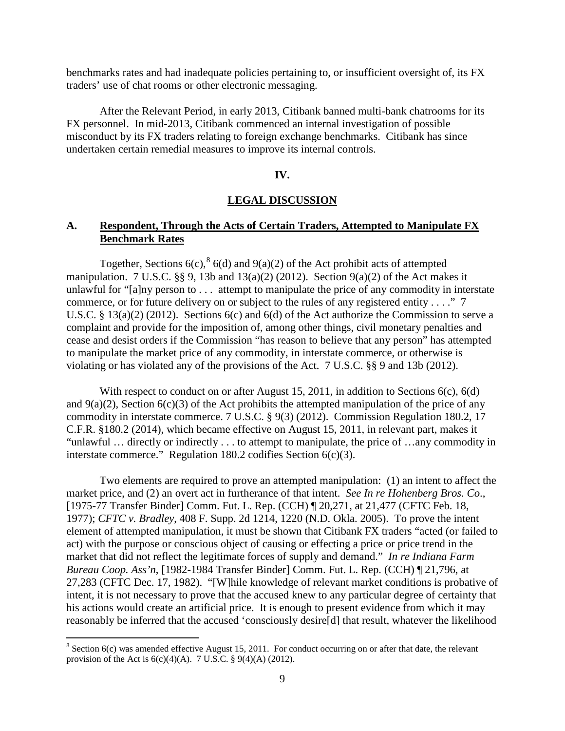benchmarks rates and had inadequate policies pertaining to, or insufficient oversight of, its FX traders' use of chat rooms or other electronic messaging.

After the Relevant Period, in early 2013, Citibank banned multi-bank chatrooms for its FX personnel. In mid-2013, Citibank commenced an internal investigation of possible misconduct by its FX traders relating to foreign exchange benchmarks. Citibank has since undertaken certain remedial measures to improve its internal controls.

## IV.

## LEGAL DISCUSSION

### A. Respondent, Through the Acts of Certain Traders, Attempted to Manipulate FX Benchmark Rates

Together, Sections 6(c),[8] 6(d) and 9(a)(2) of the Act prohibit acts of attempted manipulation. 7 U.S.C. §§ 9, 13b and 13(a)(2) (2012). Section 9(a)(2) of the Act makes it unlawful for "[a]ny person to . . . attempt to manipulate the price of any commodity in interstate commerce, or for future delivery on or subject to the rules of any registered entity . . . ." 7 U.S.C. § 13(a)(2) (2012). Sections 6(c) and 6(d) of the Act authorize the Commission to serve a complaint and provide for the imposition of, among other things, civil monetary penalties and cease and desist orders if the Commission "has reason to believe that any person" has attempted to manipulate the market price of any commodity, in interstate commerce, or otherwise is violating or has violated any of the provisions of the Act. 7 U.S.C. §§ 9 and 13b (2012).

With respect to conduct on or after August 15, 2011, in addition to Sections 6(c), 6(d) and 9(a)(2), Section 6(c)(3) of the Act prohibits the attempted manipulation of the price of any commodity in interstate commerce. 7 U.S.C. § 9(3) (2012). Commission Regulation 180.2, 17 C.F.R. §180.2 (2014), which became effective on August 15, 2011, in relevant part, makes it "unlawful … directly or indirectly . . . to attempt to manipulate, the price of …any commodity in interstate commerce." Regulation 180.2 codifies Section 6(c)(3).

Two elements are required to prove an attempted manipulation: (1) an intent to affect the market price, and (2) an overt act in furtherance of that intent. *See In re Hohenberg Bros. Co*., [1975-77 Transfer Binder] Comm. Fut. L. Rep. (CCH) ¶ 20,271, at 21,477 (CFTC Feb. 18, 1977); *CFTC v. Bradley*, 408 F. Supp. 2d 1214, 1220 (N.D. Okla. 2005). To prove the intent element of attempted manipulation, it must be shown that Citibank FX traders "acted (or failed to act) with the purpose or conscious object of causing or effecting a price or price trend in the market that did not reflect the legitimate forces of supply and demand." *In re Indiana Farm Bureau Coop. Ass'n*, [1982-1984 Transfer Binder] Comm. Fut. L. Rep. (CCH) ¶ 21,796, at 27,283 (CFTC Dec. 17, 1982). "[W]hile knowledge of relevant market conditions is probative of intent, it is not necessary to prove that the accused knew to any particular degree of certainty that his actions would create an artificial price. It is enough to present evidence from which it may reasonably be inferred that the accused 'consciously desire[d] that result, whatever the likelihood

---

[8] Section 6(c) was amended effective August 15, 2011. For conduct occurring on or after that date, the relevant provision of the Act is 6(c)(4)(A). 7 U.S.C. § 9(4)(A) (2012).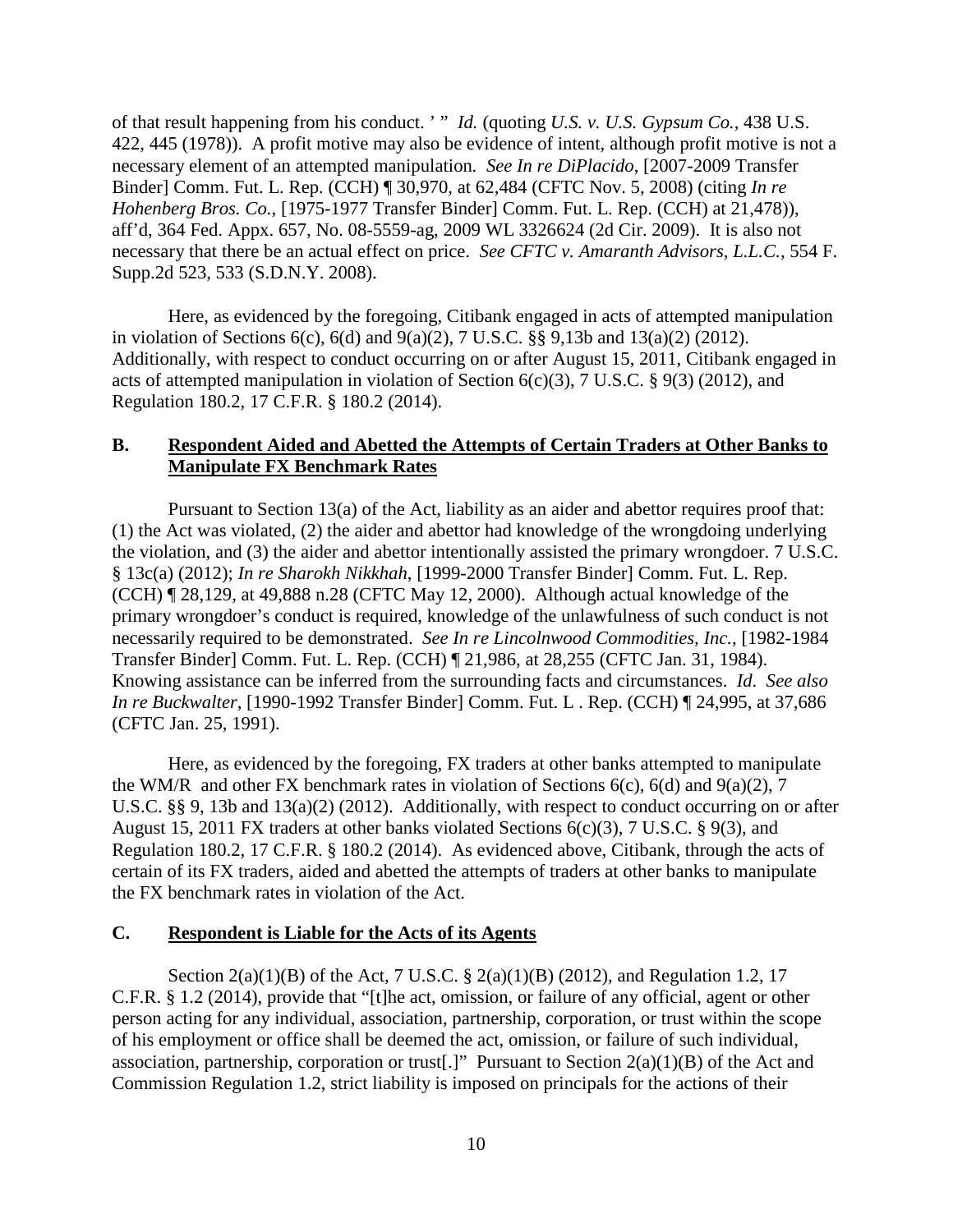of that result happening from his conduct. ' " *Id.* (quoting *U.S. v. U.S. Gypsum Co.*, 438 U.S. 422, 445 (1978)). A profit motive may also be evidence of intent, although profit motive is not a necessary element of an attempted manipulation. *See In re DiPlacido*, [2007-2009 Transfer Binder] Comm. Fut. L. Rep. (CCH) ¶ 30,970, at 62,484 (CFTC Nov. 5, 2008) (citing *In re Hohenberg Bros. Co.*, [1975-1977 Transfer Binder] Comm. Fut. L. Rep. (CCH) at 21,478)), aff'd, 364 Fed. Appx. 657, No. 08-5559-ag, 2009 WL 3326624 (2d Cir. 2009). It is also not necessary that there be an actual effect on price. *See CFTC v. Amaranth Advisors, L.L.C.*, 554 F. Supp.2d 523, 533 (S.D.N.Y. 2008).

Here, as evidenced by the foregoing, Citibank engaged in acts of attempted manipulation in violation of Sections 6(c), 6(d) and 9(a)(2), 7 U.S.C. §§ 9,13b and 13(a)(2) (2012). Additionally, with respect to conduct occurring on or after August 15, 2011, Citibank engaged in acts of attempted manipulation in violation of Section 6(c)(3), 7 U.S.C. § 9(3) (2012), and Regulation 180.2, 17 C.F.R. § 180.2 (2014).

## B. Respondent Aided and Abetted the Attempts of Certain Traders at Other Banks to Manipulate FX Benchmark Rates

Pursuant to Section 13(a) of the Act, liability as an aider and abettor requires proof that: (1) the Act was violated, (2) the aider and abettor had knowledge of the wrongdoing underlying the violation, and (3) the aider and abettor intentionally assisted the primary wrongdoer. 7 U.S.C. § 13c(a) (2012); *In re Sharokh Nikkhah*, [1999-2000 Transfer Binder] Comm. Fut. L. Rep. (CCH) ¶ 28,129, at 49,888 n.28 (CFTC May 12, 2000). Although actual knowledge of the primary wrongdoer's conduct is required, knowledge of the unlawfulness of such conduct is not necessarily required to be demonstrated. *See In re Lincolnwood Commodities, Inc.*, [1982-1984 Transfer Binder] Comm. Fut. L. Rep. (CCH) ¶ 21,986, at 28,255 (CFTC Jan. 31, 1984). Knowing assistance can be inferred from the surrounding facts and circumstances. *Id*. *See also In re Buckwalter*, [1990-1992 Transfer Binder] Comm. Fut. L . Rep. (CCH) ¶ 24,995, at 37,686 (CFTC Jan. 25, 1991).

Here, as evidenced by the foregoing, FX traders at other banks attempted to manipulate the WM/R and other FX benchmark rates in violation of Sections 6(c), 6(d) and 9(a)(2), 7 U.S.C. §§ 9, 13b and 13(a)(2) (2012). Additionally, with respect to conduct occurring on or after August 15, 2011 FX traders at other banks violated Sections 6(c)(3), 7 U.S.C. § 9(3), and Regulation 180.2, 17 C.F.R. § 180.2 (2014). As evidenced above, Citibank, through the acts of certain of its FX traders, aided and abetted the attempts of traders at other banks to manipulate the FX benchmark rates in violation of the Act.

## C. Respondent is Liable for the Acts of its Agents

Section 2(a)(1)(B) of the Act, 7 U.S.C. § 2(a)(1)(B) (2012), and Regulation 1.2, 17 C.F.R. § 1.2 (2014), provide that "[t]he act, omission, or failure of any official, agent or other person acting for any individual, association, partnership, corporation, or trust within the scope of his employment or office shall be deemed the act, omission, or failure of such individual, association, partnership, corporation or trust[.]" Pursuant to Section 2(a)(1)(B) of the Act and Commission Regulation 1.2, strict liability is imposed on principals for the actions of their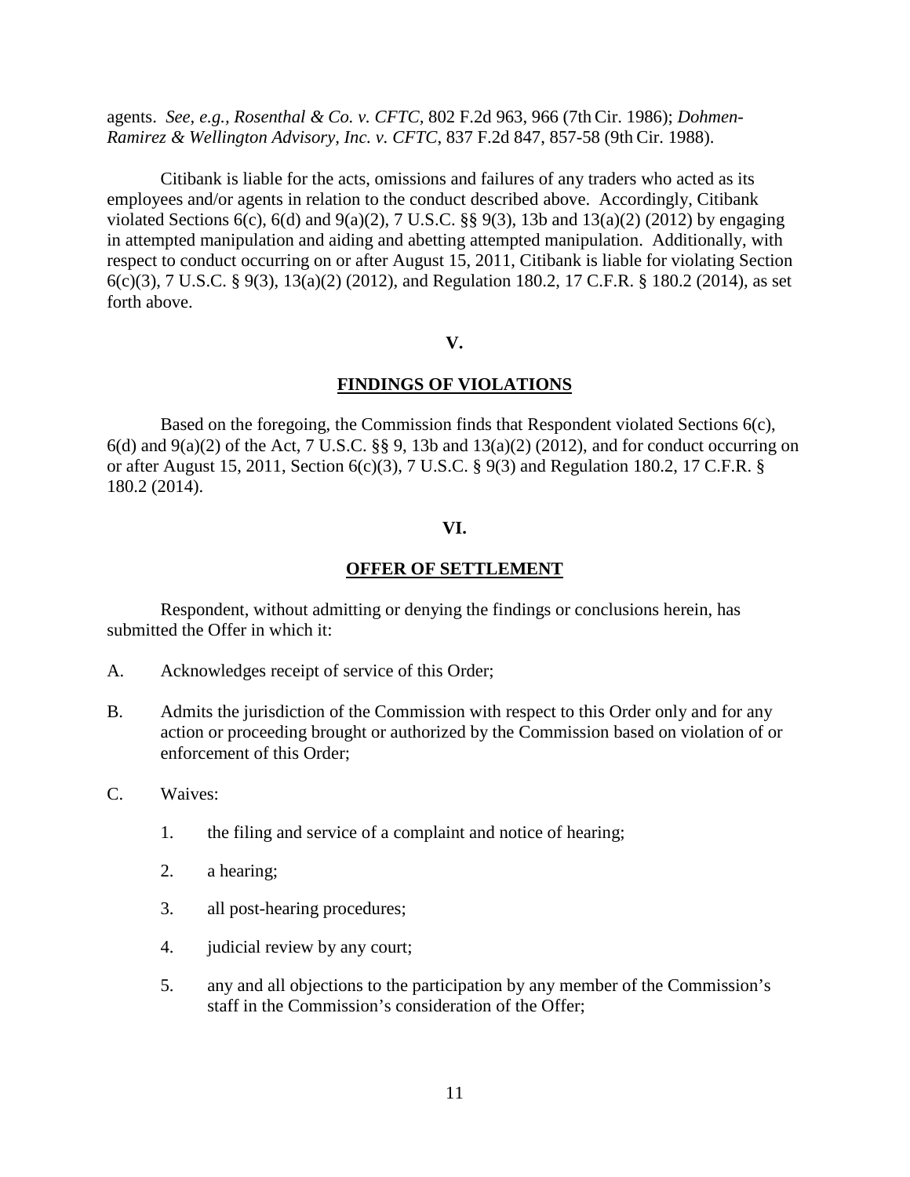agents. *See, e.g.*, *Rosenthal & Co. v. CFTC*, 802 F.2d 963, 966 (7th Cir. 1986); *Dohmen-Ramirez & Wellington Advisory, Inc. v. CFTC*, 837 F.2d 847, 857-58 (9th Cir. 1988).

Citibank is liable for the acts, omissions and failures of any traders who acted as its employees and/or agents in relation to the conduct described above. Accordingly, Citibank violated Sections 6(c), 6(d) and 9(a)(2), 7 U.S.C. §§ 9(3), 13b and 13(a)(2) (2012) by engaging in attempted manipulation and aiding and abetting attempted manipulation. Additionally, with respect to conduct occurring on or after August 15, 2011, Citibank is liable for violating Section 6(c)(3), 7 U.S.C. § 9(3), 13(a)(2) (2012), and Regulation 180.2, 17 C.F.R. § 180.2 (2014), as set forth above.

## V.

## FINDINGS OF VIOLATIONS

Based on the foregoing, the Commission finds that Respondent violated Sections 6(c), 6(d) and 9(a)(2) of the Act, 7 U.S.C. §§ 9, 13b and 13(a)(2) (2012), and for conduct occurring on or after August 15, 2011, Section 6(c)(3), 7 U.S.C. § 9(3) and Regulation 180.2, 17 C.F.R. § 180.2 (2014).

## VI.

## OFFER OF SETTLEMENT

Respondent, without admitting or denying the findings or conclusions herein, has submitted the Offer in which it:

A. Acknowledges receipt of service of this Order;

B. Admits the jurisdiction of the Commission with respect to this Order only and for any action or proceeding brought or authorized by the Commission based on violation of or enforcement of this Order;

C. Waives:

   1. the filing and service of a complaint and notice of hearing;

   2. a hearing;

   3. all post-hearing procedures;

   4. judicial review by any court;

   5. any and all objections to the participation by any member of the Commission's staff in the Commission's consideration of the Offer;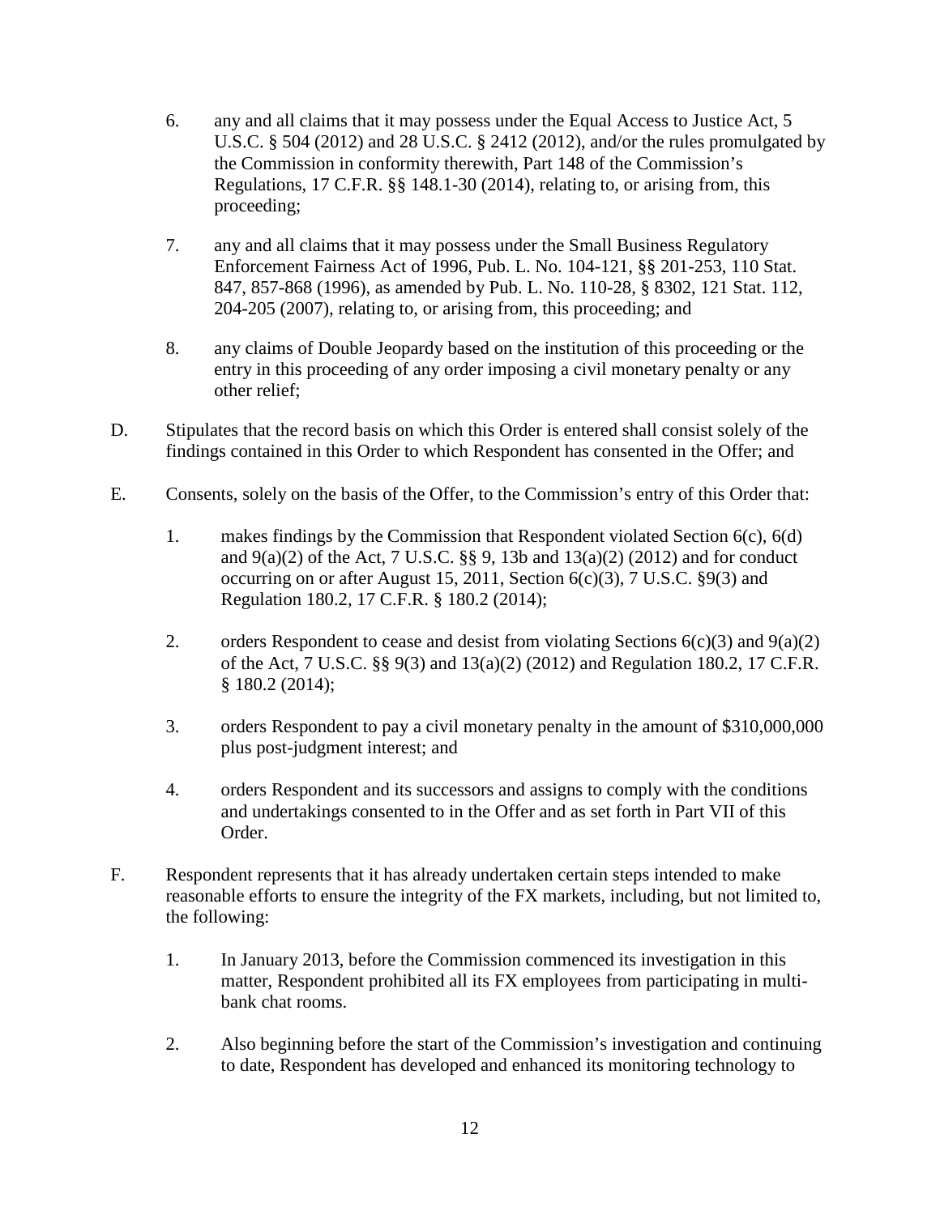6. any and all claims that it may possess under the Equal Access to Justice Act, 5 U.S.C. § 504 (2012) and 28 U.S.C. § 2412 (2012), and/or the rules promulgated by the Commission in conformity therewith, Part 148 of the Commission's Regulations, 17 C.F.R. §§ 148.1-30 (2014), relating to, or arising from, this proceeding;

7. any and all claims that it may possess under the Small Business Regulatory Enforcement Fairness Act of 1996, Pub. L. No. 104-121, §§ 201-253, 110 Stat. 847, 857-868 (1996), as amended by Pub. L. No. 110-28, § 8302, 121 Stat. 112, 204-205 (2007), relating to, or arising from, this proceeding; and

8. any claims of Double Jeopardy based on the institution of this proceeding or the entry in this proceeding of any order imposing a civil monetary penalty or any other relief;

D. Stipulates that the record basis on which this Order is entered shall consist solely of the findings contained in this Order to which Respondent has consented in the Offer; and

E. Consents, solely on the basis of the Offer, to the Commission's entry of this Order that:

1. makes findings by the Commission that Respondent violated Section 6(c), 6(d) and 9(a)(2) of the Act, 7 U.S.C. §§ 9, 13b and 13(a)(2) (2012) and for conduct occurring on or after August 15, 2011, Section 6(c)(3), 7 U.S.C. §9(3) and Regulation 180.2, 17 C.F.R. § 180.2 (2014);

2. orders Respondent to cease and desist from violating Sections 6(c)(3) and 9(a)(2) of the Act, 7 U.S.C. §§ 9(3) and 13(a)(2) (2012) and Regulation 180.2, 17 C.F.R. § 180.2 (2014);

3. orders Respondent to pay a civil monetary penalty in the amount of $310,000,000 plus post-judgment interest; and

4. orders Respondent and its successors and assigns to comply with the conditions and undertakings consented to in the Offer and as set forth in Part VII of this Order.

F. Respondent represents that it has already undertaken certain steps intended to make reasonable efforts to ensure the integrity of the FX markets, including, but not limited to, the following:

1. In January 2013, before the Commission commenced its investigation in this matter, Respondent prohibited all its FX employees from participating in multi-bank chat rooms.

2. Also beginning before the start of the Commission's investigation and continuing to date, Respondent has developed and enhanced its monitoring technology to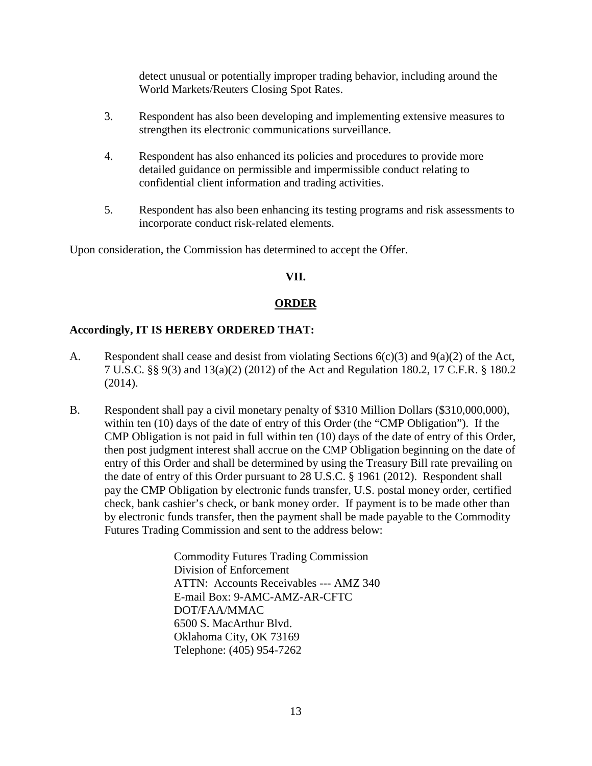detect unusual or potentially improper trading behavior, including around the World Markets/Reuters Closing Spot Rates.

3. Respondent has also been developing and implementing extensive measures to strengthen its electronic communications surveillance.

4. Respondent has also enhanced its policies and procedures to provide more detailed guidance on permissible and impermissible conduct relating to confidential client information and trading activities.

5. Respondent has also been enhancing its testing programs and risk assessments to incorporate conduct risk-related elements.

Upon consideration, the Commission has determined to accept the Offer.

## VII.

## ORDER

**Accordingly, IT IS HEREBY ORDERED THAT:**

A. Respondent shall cease and desist from violating Sections 6(c)(3) and 9(a)(2) of the Act, 7 U.S.C. §§ 9(3) and 13(a)(2) (2012) of the Act and Regulation 180.2, 17 C.F.R. § 180.2 (2014).

B. Respondent shall pay a civil monetary penalty of $310 Million Dollars ($310,000,000), within ten (10) days of the date of entry of this Order (the "CMP Obligation"). If the CMP Obligation is not paid in full within ten (10) days of the date of entry of this Order, then post judgment interest shall accrue on the CMP Obligation beginning on the date of entry of this Order and shall be determined by using the Treasury Bill rate prevailing on the date of entry of this Order pursuant to 28 U.S.C. § 1961 (2012). Respondent shall pay the CMP Obligation by electronic funds transfer, U.S. postal money order, certified check, bank cashier's check, or bank money order. If payment is to be made other than by electronic funds transfer, then the payment shall be made payable to the Commodity Futures Trading Commission and sent to the address below:

> Commodity Futures Trading Commission
> Division of Enforcement
> ATTN: Accounts Receivables --- AMZ 340
> E-mail Box: 9-AMC-AMZ-AR-CFTC
> DOT/FAA/MMAC
> 6500 S. MacArthur Blvd.
> Oklahoma City, OK 73169
> Telephone: (405) 954-7262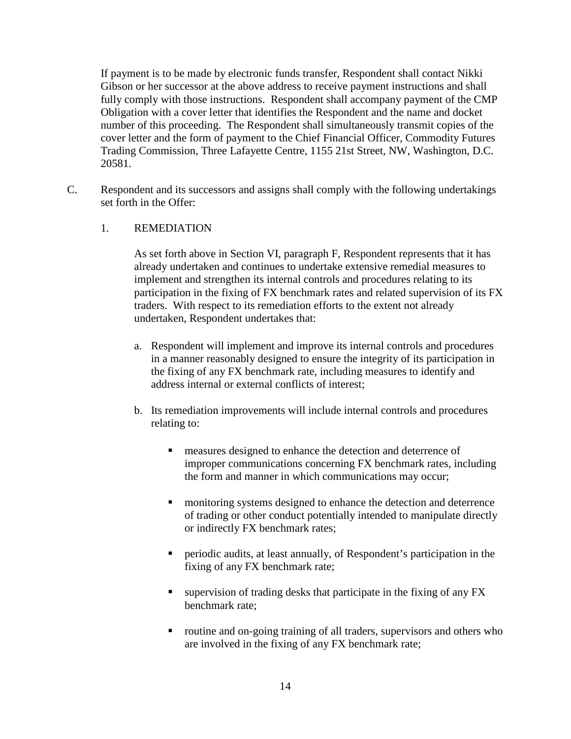If payment is to be made by electronic funds transfer, Respondent shall contact Nikki Gibson or her successor at the above address to receive payment instructions and shall fully comply with those instructions. Respondent shall accompany payment of the CMP Obligation with a cover letter that identifies the Respondent and the name and docket number of this proceeding. The Respondent shall simultaneously transmit copies of the cover letter and the form of payment to the Chief Financial Officer, Commodity Futures Trading Commission, Three Lafayette Centre, 1155 21st Street, NW, Washington, D.C. 20581.

C. Respondent and its successors and assigns shall comply with the following undertakings set forth in the Offer:

1. REMEDIATION

As set forth above in Section VI, paragraph F, Respondent represents that it has already undertaken and continues to undertake extensive remedial measures to implement and strengthen its internal controls and procedures relating to its participation in the fixing of FX benchmark rates and related supervision of its FX traders. With respect to its remediation efforts to the extent not already undertaken, Respondent undertakes that:

a. Respondent will implement and improve its internal controls and procedures in a manner reasonably designed to ensure the integrity of its participation in the fixing of any FX benchmark rate, including measures to identify and address internal or external conflicts of interest;

b. Its remediation improvements will include internal controls and procedures relating to:

- measures designed to enhance the detection and deterrence of improper communications concerning FX benchmark rates, including the form and manner in which communications may occur;
- monitoring systems designed to enhance the detection and deterrence of trading or other conduct potentially intended to manipulate directly or indirectly FX benchmark rates;
- periodic audits, at least annually, of Respondent's participation in the fixing of any FX benchmark rate;
- supervision of trading desks that participate in the fixing of any FX benchmark rate;
- routine and on-going training of all traders, supervisors and others who are involved in the fixing of any FX benchmark rate;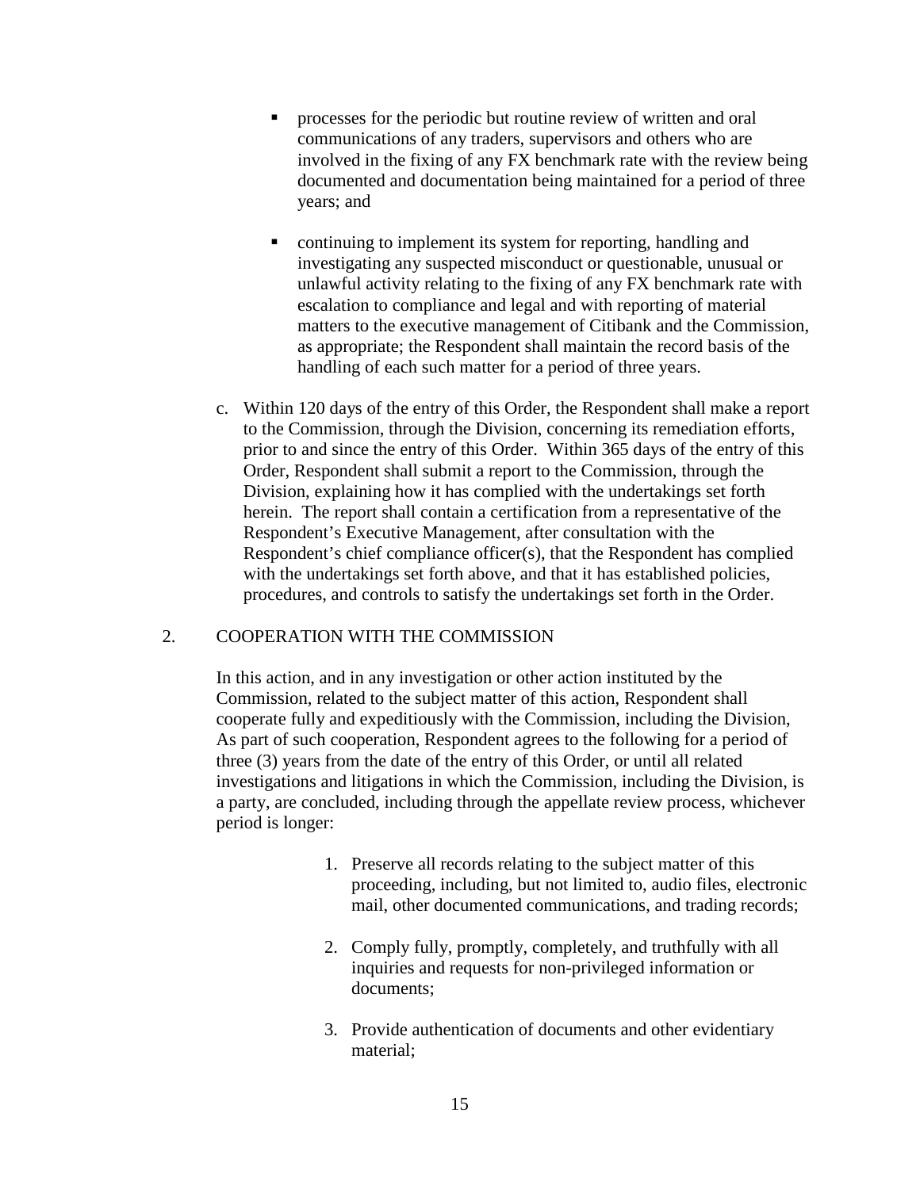- processes for the periodic but routine review of written and oral communications of any traders, supervisors and others who are involved in the fixing of any FX benchmark rate with the review being documented and documentation being maintained for a period of three years; and

- continuing to implement its system for reporting, handling and investigating any suspected misconduct or questionable, unusual or unlawful activity relating to the fixing of any FX benchmark rate with escalation to compliance and legal and with reporting of material matters to the executive management of Citibank and the Commission, as appropriate; the Respondent shall maintain the record basis of the handling of each such matter for a period of three years.

c. Within 120 days of the entry of this Order, the Respondent shall make a report to the Commission, through the Division, concerning its remediation efforts, prior to and since the entry of this Order. Within 365 days of the entry of this Order, Respondent shall submit a report to the Commission, through the Division, explaining how it has complied with the undertakings set forth herein. The report shall contain a certification from a representative of the Respondent's Executive Management, after consultation with the Respondent's chief compliance officer(s), that the Respondent has complied with the undertakings set forth above, and that it has established policies, procedures, and controls to satisfy the undertakings set forth in the Order.

2. COOPERATION WITH THE COMMISSION

In this action, and in any investigation or other action instituted by the Commission, related to the subject matter of this action, Respondent shall cooperate fully and expeditiously with the Commission, including the Division, As part of such cooperation, Respondent agrees to the following for a period of three (3) years from the date of the entry of this Order, or until all related investigations and litigations in which the Commission, including the Division, is a party, are concluded, including through the appellate review process, whichever period is longer:

1. Preserve all records relating to the subject matter of this proceeding, including, but not limited to, audio files, electronic mail, other documented communications, and trading records;

2. Comply fully, promptly, completely, and truthfully with all inquiries and requests for non-privileged information or documents;

3. Provide authentication of documents and other evidentiary material;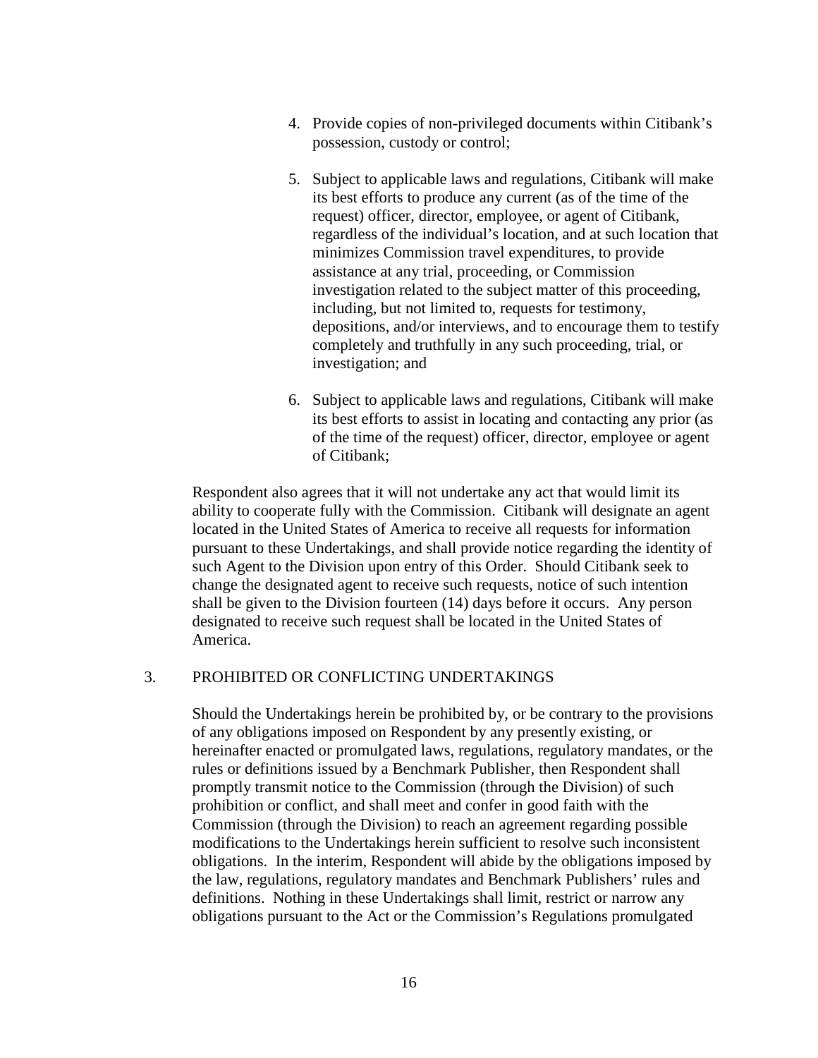4. Provide copies of non-privileged documents within Citibank's possession, custody or control;

5. Subject to applicable laws and regulations, Citibank will make its best efforts to produce any current (as of the time of the request) officer, director, employee, or agent of Citibank, regardless of the individual's location, and at such location that minimizes Commission travel expenditures, to provide assistance at any trial, proceeding, or Commission investigation related to the subject matter of this proceeding, including, but not limited to, requests for testimony, depositions, and/or interviews, and to encourage them to testify completely and truthfully in any such proceeding, trial, or investigation; and

6. Subject to applicable laws and regulations, Citibank will make its best efforts to assist in locating and contacting any prior (as of the time of the request) officer, director, employee or agent of Citibank;

Respondent also agrees that it will not undertake any act that would limit its ability to cooperate fully with the Commission. Citibank will designate an agent located in the United States of America to receive all requests for information pursuant to these Undertakings, and shall provide notice regarding the identity of such Agent to the Division upon entry of this Order. Should Citibank seek to change the designated agent to receive such requests, notice of such intention shall be given to the Division fourteen (14) days before it occurs. Any person designated to receive such request shall be located in the United States of America.

3. PROHIBITED OR CONFLICTING UNDERTAKINGS

Should the Undertakings herein be prohibited by, or be contrary to the provisions of any obligations imposed on Respondent by any presently existing, or hereinafter enacted or promulgated laws, regulations, regulatory mandates, or the rules or definitions issued by a Benchmark Publisher, then Respondent shall promptly transmit notice to the Commission (through the Division) of such prohibition or conflict, and shall meet and confer in good faith with the Commission (through the Division) to reach an agreement regarding possible modifications to the Undertakings herein sufficient to resolve such inconsistent obligations. In the interim, Respondent will abide by the obligations imposed by the law, regulations, regulatory mandates and Benchmark Publishers' rules and definitions. Nothing in these Undertakings shall limit, restrict or narrow any obligations pursuant to the Act or the Commission's Regulations promulgated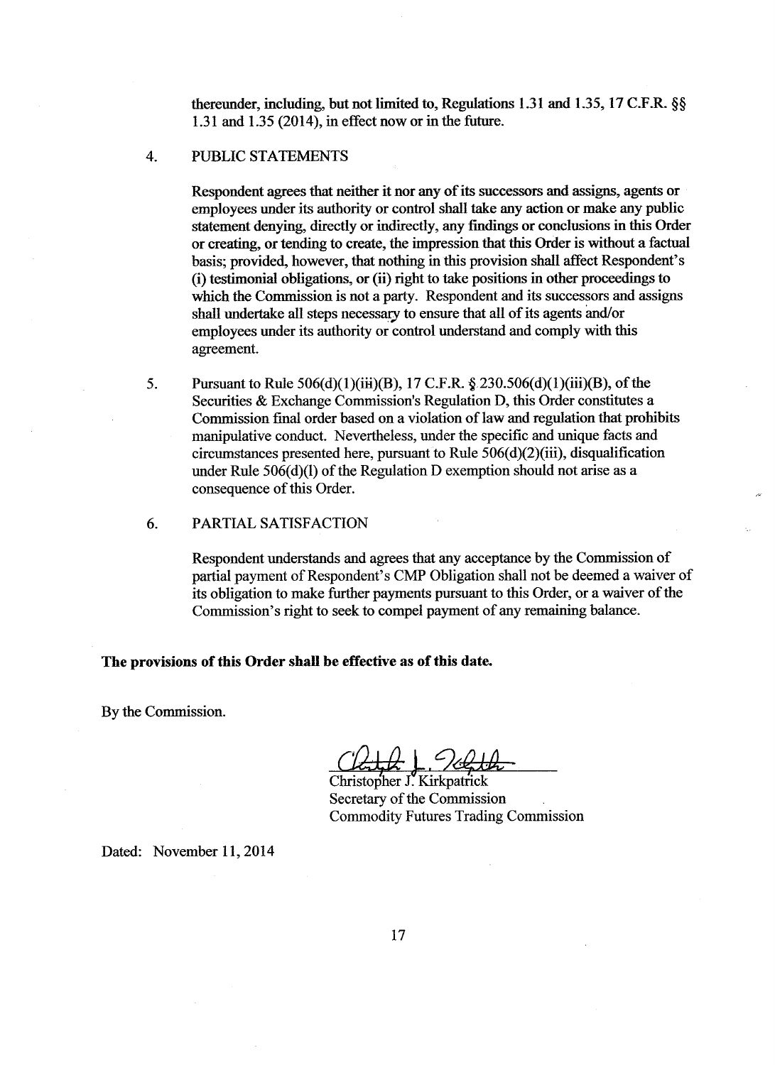thereunder, including, but not limited to, Regulations 1.31 and 1.35, 17 C.F.R. §§ 1.31 and 1.35 (2014), in effect now or in the future.

4. PUBLIC STATEMENTS

   Respondent agrees that neither it nor any of its successors and assigns, agents or employees under its authority or control shall take any action or make any public statement denying, directly or indirectly, any findings or conclusions in this Order or creating, or tending to create, the impression that this Order is without a factual basis; provided, however, that nothing in this provision shall affect Respondent's (i) testimonial obligations, or (ii) right to take positions in other proceedings to which the Commission is not a party. Respondent and its successors and assigns shall undertake all steps necessary to ensure that all of its agents and/or employees under its authority or control understand and comply with this agreement.

5. Pursuant to Rule 506(d)(1)(iii)(B), 17 C.F.R. § 230.506(d)(1)(iii)(B), of the Securities & Exchange Commission's Regulation D, this Order constitutes a Commission final order based on a violation of law and regulation that prohibits manipulative conduct. Nevertheless, under the specific and unique facts and circumstances presented here, pursuant to Rule 506(d)(2)(iii), disqualification under Rule 506(d)(l) of the Regulation D exemption should not arise as a consequence of this Order.

6. PARTIAL SATISFACTION

   Respondent understands and agrees that any acceptance by the Commission of partial payment of Respondent's CMP Obligation shall not be deemed a waiver of its obligation to make further payments pursuant to this Order, or a waiver of the Commission's right to seek to compel payment of any remaining balance.

**The provisions of this Order shall be effective as of this date.**

By the Commission.

Christopher J. Kirkpatrick
Secretary of the Commission
Commodity Futures Trading Commission

Dated: November 11, 2014